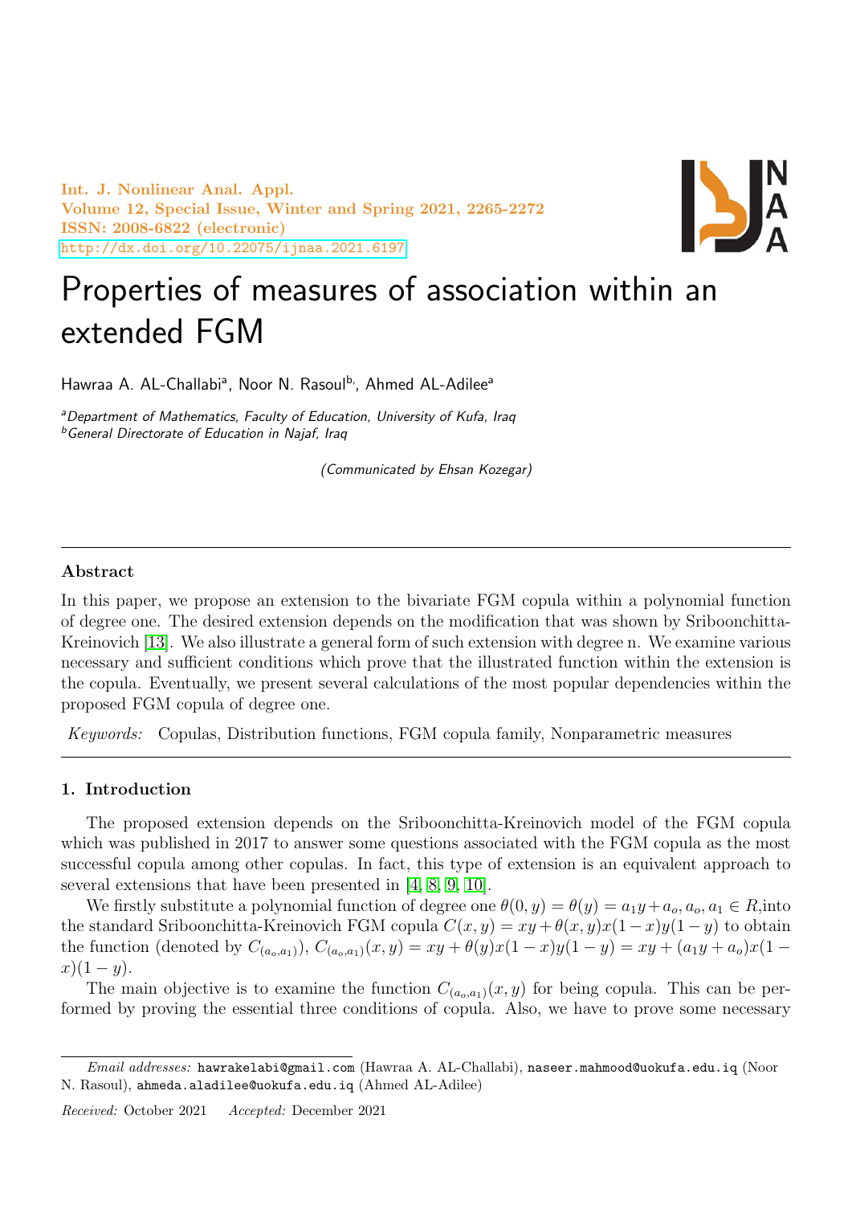Int. J. Nonlinear Anal. Appl.
Volume 12, Special Issue, Winter and Spring 2021, 2265-2272
ISSN: 2008-6822 (electronic)
http://dx.doi.org/10.22075/ijnaa.2021.6197

# Properties of measures of association within an extended FGM

Hawraa A. AL-Challabi[a], Noor N. Rasoul[b], Ahmed AL-Adilee[a]

[a]*Department of Mathematics, Faculty of Education, University of Kufa, Iraq*
[b]*General Directorate of Education in Najaf, Iraq*

*(Communicated by Ehsan Kozegar)*

---

## Abstract

In this paper, we propose an extension to the bivariate FGM copula within a polynomial function of degree one. The desired extension depends on the modification that was shown by Sriboonchitta-Kreinovich [13]. We also illustrate a general form of such extension with degree n. We examine various necessary and sufficient conditions which prove that the illustrated function within the extension is the copula. Eventually, we present several calculations of the most popular dependencies within the proposed FGM copula of degree one.

*Keywords:* Copulas, Distribution functions, FGM copula family, Nonparametric measures

---

## 1. Introduction

The proposed extension depends on the Sriboonchitta-Kreinovich model of the FGM copula which was published in 2017 to answer some questions associated with the FGM copula as the most successful copula among other copulas. In fact, this type of extension is an equivalent approach to several extensions that have been presented in [4, 8, 9, 10].

We firstly substitute a polynomial function of degree one $\theta(0, y) = \theta(y) = a_1 y + a_o, a_o, a_1 \in R$,into the standard Sriboonchitta-Kreinovich FGM copula $C(x, y) = xy + \theta(x, y)x(1-x)y(1-y)$ to obtain the function (denoted by $C_{(a_o,a_1)}$), $C_{(a_o,a_1)}(x, y) = xy + \theta(y)x(1-x)y(1-y) = xy + (a_1 y + a_o)x(1-x)(1-y)$.

The main objective is to examine the function $C_{(a_o,a_1)}(x, y)$ for being copula. This can be performed by proving the essential three conditions of copula. Also, we have to prove some necessary

---

*Email addresses:* hawrakelabi@gmail.com (Hawraa A. AL-Challabi), naseer.mahmood@uokufa.edu.iq (Noor N. Rasoul), ahmeda.aladilee@uokufa.edu.iq (Ahmed AL-Adilee)

*Received:* October 2021 *Accepted:* December 2021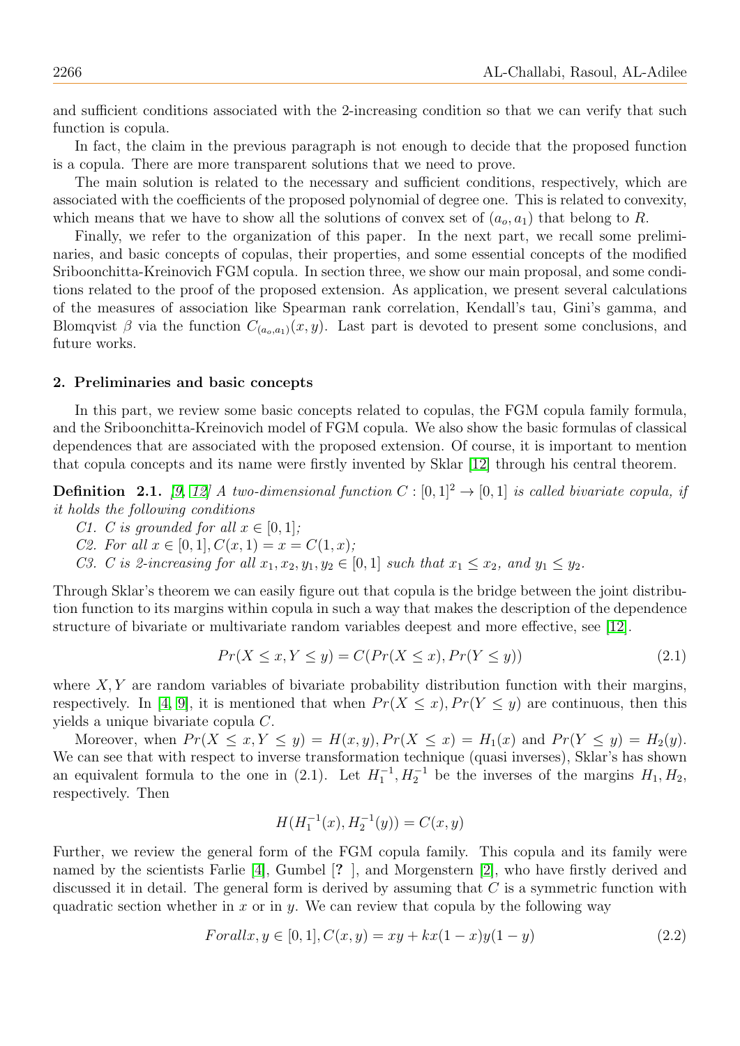and sufficient conditions associated with the 2-increasing condition so that we can verify that such function is copula.

In fact, the claim in the previous paragraph is not enough to decide that the proposed function is a copula. There are more transparent solutions that we need to prove.

The main solution is related to the necessary and sufficient conditions, respectively, which are associated with the coefficients of the proposed polynomial of degree one. This is related to convexity, which means that we have to show all the solutions of convex set of $(a_o, a_1)$ that belong to $R$.

Finally, we refer to the organization of this paper. In the next part, we recall some preliminaries, and basic concepts of copulas, their properties, and some essential concepts of the modified Sriboonchitta-Kreinovich FGM copula. In section three, we show our main proposal, and some conditions related to the proof of the proposed extension. As application, we present several calculations of the measures of association like Spearman rank correlation, Kendall's tau, Gini's gamma, and Blomqvist $\beta$ via the function $C_{(a_o,a_1)}(x,y)$. Last part is devoted to present some conclusions, and future works.

## 2. Preliminaries and basic concepts

In this part, we review some basic concepts related to copulas, the FGM copula family formula, and the Sriboonchitta-Kreinovich model of FGM copula. We also show the basic formulas of classical dependences that are associated with the proposed extension. Of course, it is important to mention that copula concepts and its name were firstly invented by Sklar [12] through his central theorem.

**Definition 2.1.** *[9, 12] A two-dimensional function $C : [0,1]^2 \to [0,1]$ is called bivariate copula, if it holds the following conditions*

*C1. $C$ is grounded for all $x \in [0,1]$;*

*C2. For all $x \in [0,1], C(x,1) = x = C(1,x)$;*

*C3. $C$ is 2-increasing for all $x_1, x_2, y_1, y_2 \in [0,1]$ such that $x_1 \leq x_2$, and $y_1 \leq y_2$.*

Through Sklar's theorem we can easily figure out that copula is the bridge between the joint distribution function to its margins within copula in such a way that makes the description of the dependence structure of bivariate or multivariate random variables deepest and more effective, see [12].

$$Pr(X \leq x, Y \leq y) = C(Pr(X \leq x), Pr(Y \leq y)) \tag{2.1}$$

where $X, Y$ are random variables of bivariate probability distribution function with their margins, respectively. In [4, 9], it is mentioned that when $Pr(X \leq x), Pr(Y \leq y)$ are continuous, then this yields a unique bivariate copula $C$.

Moreover, when $Pr(X \leq x, Y \leq y) = H(x,y), Pr(X \leq x) = H_1(x)$ and $Pr(Y \leq y) = H_2(y)$. We can see that with respect to inverse transformation technique (quasi inverses), Sklar's has shown an equivalent formula to the one in (2.1). Let $H_1^{-1}, H_2^{-1}$ be the inverses of the margins $H_1, H_2$, respectively. Then

$$H(H_1^{-1}(x), H_2^{-1}(y)) = C(x,y)$$

Further, we review the general form of the FGM copula family. This copula and its family were named by the scientists Farlie [4], Gumbel [? ], and Morgenstern [2], who have firstly derived and discussed it in detail. The general form is derived by assuming that $C$ is a symmetric function with quadratic section whether in $x$ or in $y$. We can review that copula by the following way

$$For all x, y \in [0,1], C(x,y) = xy + kx(1-x)y(1-y) \tag{2.2}$$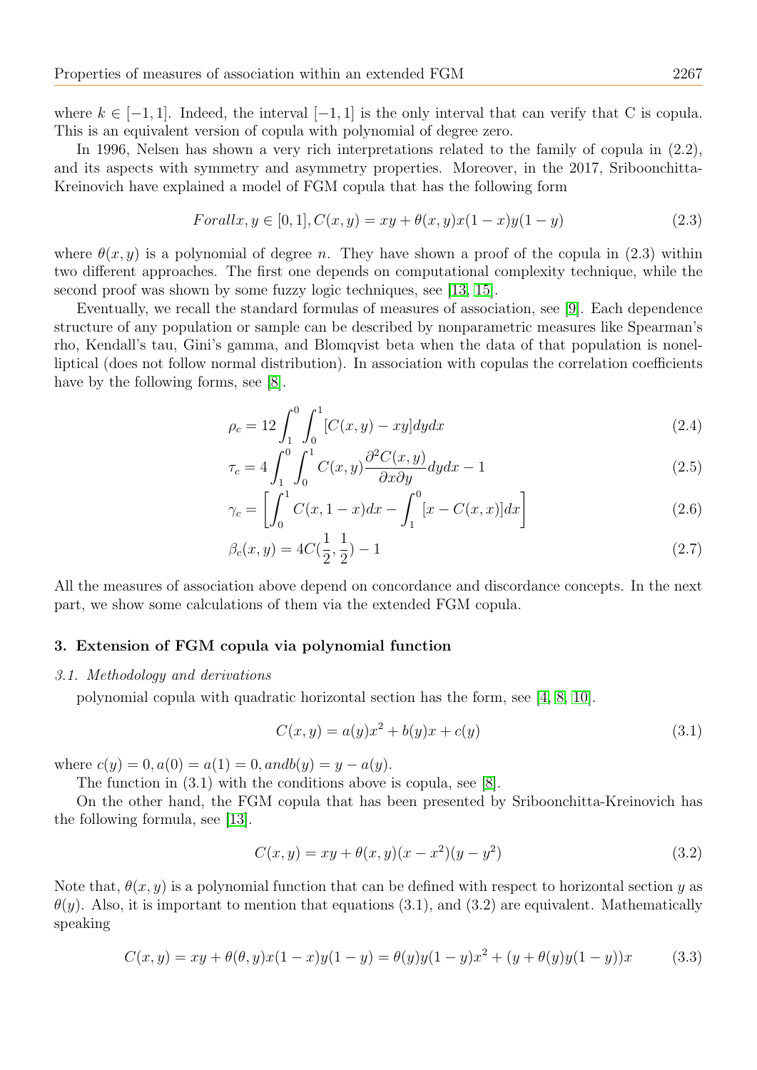where $k \in [-1, 1]$. Indeed, the interval $[-1, 1]$ is the only interval that can verify that C is copula. This is an equivalent version of copula with polynomial of degree zero.

In 1996, Nelsen has shown a very rich interpretations related to the family of copula in (2.2), and its aspects with symmetry and asymmetry properties. Moreover, in the 2017, Sriboonchitta-Kreinovich have explained a model of FGM copula that has the following form

$$Forall x, y \in [0, 1], C(x, y) = xy + \theta(x, y)x(1 - x)y(1 - y) \tag{2.3}$$

where $\theta(x, y)$ is a polynomial of degree $n$. They have shown a proof of the copula in (2.3) within two different approaches. The first one depends on computational complexity technique, while the second proof was shown by some fuzzy logic techniques, see [13, 15].

Eventually, we recall the standard formulas of measures of association, see [9]. Each dependence structure of any population or sample can be described by nonparametric measures like Spearman's rho, Kendall's tau, Gini's gamma, and Blomqvist beta when the data of that population is nonelliptical (does not follow normal distribution). In association with copulas the correlation coefficients have by the following forms, see [8].

$$\rho_c = 12 \int_1^0 \int_0^1 [C(x, y) - xy] dy dx \tag{2.4}$$

$$\tau_c = 4 \int_1^0 \int_0^1 C(x, y) \frac{\partial^2 C(x, y)}{\partial x \partial y} dy dx - 1 \tag{2.5}$$

$$\gamma_c = \left[ \int_0^1 C(x, 1 - x) dx - \int_1^0 [x - C(x, x)] dx \right] \tag{2.6}$$

$$\beta_c(x, y) = 4C(\frac{1}{2}, \frac{1}{2}) - 1 \tag{2.7}$$

All the measures of association above depend on concordance and discordance concepts. In the next part, we show some calculations of them via the extended FGM copula.

### 3. Extension of FGM copula via polynomial function

#### *3.1. Methodology and derivations*

polynomial copula with quadratic horizontal section has the form, see [4, 8, 10].

$$C(x, y) = a(y)x^2 + b(y)x + c(y) \tag{3.1}$$

where $c(y) = 0, a(0) = a(1) = 0, and b(y) = y - a(y)$.

The function in (3.1) with the conditions above is copula, see [8].

On the other hand, the FGM copula that has been presented by Sriboonchitta-Kreinovich has the following formula, see [13].

$$C(x, y) = xy + \theta(x, y)(x - x^2)(y - y^2) \tag{3.2}$$

Note that, $\theta(x, y)$ is a polynomial function that can be defined with respect to horizontal section $y$ as $\theta(y)$. Also, it is important to mention that equations (3.1), and (3.2) are equivalent. Mathematically speaking

$$C(x, y) = xy + \theta(\theta, y)x(1 - x)y(1 - y) = \theta(y)y(1 - y)x^2 + (y + \theta(y)y(1 - y))x \tag{3.3}$$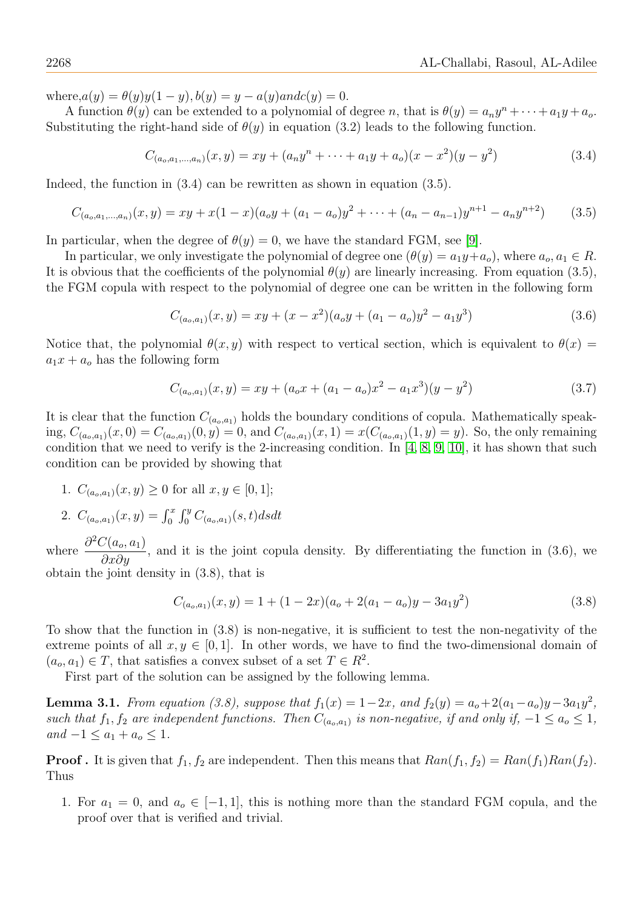where,$a(y) = \theta(y)y(1-y), b(y) = y - a(y) and c(y) = 0$.

A function $\theta(y)$ can be extended to a polynomial of degree $n$, that is $\theta(y) = a_n y^n + \cdots + a_1 y + a_o$. Substituting the right-hand side of $\theta(y)$ in equation (3.2) leads to the following function.

$$C_{(a_o,a_1,\ldots,a_n)}(x,y) = xy + (a_n y^n + \cdots + a_1 y + a_o)(x - x^2)(y - y^2) \tag{3.4}$$

Indeed, the function in (3.4) can be rewritten as shown in equation (3.5).

$$C_{(a_o,a_1,\ldots,a_n)}(x,y) = xy + x(1-x)(a_o y + (a_1 - a_o)y^2 + \cdots + (a_n - a_{n-1})y^{n+1} - a_n y^{n+2}) \tag{3.5}$$

In particular, when the degree of $\theta(y) = 0$, we have the standard FGM, see [9].

In particular, we only investigate the polynomial of degree one ($\theta(y) = a_1 y + a_o$), where $a_o, a_1 \in R$. It is obvious that the coefficients of the polynomial $\theta(y)$ are linearly increasing. From equation (3.5), the FGM copula with respect to the polynomial of degree one can be written in the following form

$$C_{(a_o,a_1)}(x,y) = xy + (x - x^2)(a_o y + (a_1 - a_o)y^2 - a_1 y^3) \tag{3.6}$$

Notice that, the polynomial $\theta(x,y)$ with respect to vertical section, which is equivalent to $\theta(x) = a_1 x + a_o$ has the following form

$$C_{(a_o,a_1)}(x,y) = xy + (a_o x + (a_1 - a_o)x^2 - a_1 x^3)(y - y^2) \tag{3.7}$$

It is clear that the function $C_{(a_o,a_1)}$ holds the boundary conditions of copula. Mathematically speaking, $C_{(a_o,a_1)}(x,0) = C_{(a_o,a_1)}(0,y) = 0$, and $C_{(a_o,a_1)}(x,1) = x(C_{(a_o,a_1)}(1,y) = y)$. So, the only remaining condition that we need to verify is the 2-increasing condition. In [4, 8, 9, 10], it has shown that such condition can be provided by showing that

1. $C_{(a_o,a_1)}(x,y) \geq 0$ for all $x, y \in [0,1]$;
2. $C_{(a_o,a_1)}(x,y) = \int_0^x \int_0^y C_{(a_o,a_1)}(s,t) ds dt$

where $\dfrac{\partial^2 C(a_o, a_1)}{\partial x \partial y}$, and it is the joint copula density. By differentiating the function in (3.6), we obtain the joint density in (3.8), that is

$$C_{(a_o,a_1)}(x,y) = 1 + (1 - 2x)(a_o + 2(a_1 - a_o)y - 3a_1 y^2) \tag{3.8}$$

To show that the function in (3.8) is non-negative, it is sufficient to test the non-negativity of the extreme points of all $x, y \in [0,1]$. In other words, we have to find the two-dimensional domain of $(a_o, a_1) \in T$, that satisfies a convex subset of a set $T \in R^2$.

First part of the solution can be assigned by the following lemma.

**Lemma 3.1.** *From equation (3.8), suppose that $f_1(x) = 1 - 2x$, and $f_2(y) = a_o + 2(a_1 - a_o)y - 3a_1 y^2$, such that $f_1, f_2$ are independent functions. Then $C_{(a_o,a_1)}$ is non-negative, if and only if, $-1 \leq a_o \leq 1$, and $-1 \leq a_1 + a_o \leq 1$.*

**Proof .** It is given that $f_1, f_2$ are independent. Then this means that $Ran(f_1, f_2) = Ran(f_1)Ran(f_2)$. Thus

1. For $a_1 = 0$, and $a_o \in [-1, 1]$, this is nothing more than the standard FGM copula, and the proof over that is verified and trivial.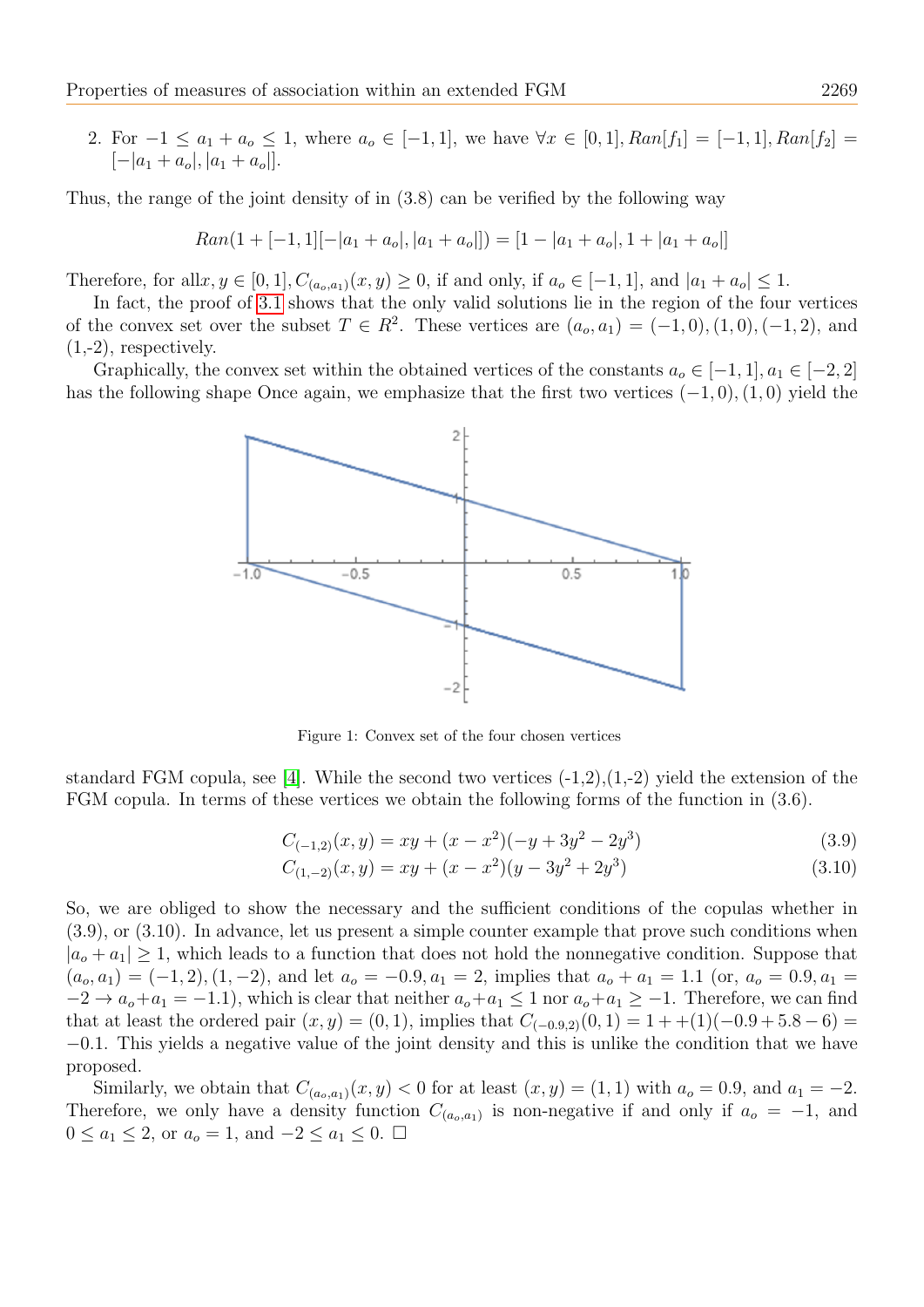2. For $-1 \le a_1 + a_o \le 1$, where $a_o \in [-1, 1]$, we have $\forall x \in [0, 1], Ran[f_1] = [-1, 1], Ran[f_2] = [-|a_1 + a_o|, |a_1 + a_o|]$.

Thus, the range of the joint density of in (3.8) can be verified by the following way

$$Ran(1 + [-1, 1][-|a_1 + a_o|, |a_1 + a_o|]) = [1 - |a_1 + a_o|, 1 + |a_1 + a_o|]$$

Therefore, for all$x, y \in [0, 1], C_{(a_o,a_1)}(x, y) \ge 0$, if and only, if $a_o \in [-1, 1]$, and $|a_1 + a_o| \le 1$.

In fact, the proof of 3.1 shows that the only valid solutions lie in the region of the four vertices of the convex set over the subset $T \in R^2$. These vertices are $(a_o, a_1) = (-1, 0), (1, 0), (-1, 2)$, and (1,-2), respectively.

Graphically, the convex set within the obtained vertices of the constants $a_o \in [-1, 1], a_1 \in [-2, 2]$ has the following shape Once again, we emphasize that the first two vertices $(-1, 0), (1, 0)$ yield the standard FGM copula, see [4]. While the second two vertices (-1,2),(1,-2) yield the extension of the FGM copula. In terms of these vertices we obtain the following forms of the function in (3.6).

Figure 1: Convex set of the four chosen vertices

$$C_{(-1,2)}(x, y) = xy + (x - x^2)(-y + 3y^2 - 2y^3) \tag{3.9}$$

$$C_{(1,-2)}(x, y) = xy + (x - x^2)(y - 3y^2 + 2y^3) \tag{3.10}$$

So, we are obliged to show the necessary and the sufficient conditions of the copulas whether in (3.9), or (3.10). In advance, let us present a simple counter example that prove such conditions when $|a_o + a_1| \ge 1$, which leads to a function that does not hold the nonnegative condition. Suppose that $(a_o, a_1) = (-1, 2), (1, -2)$, and let $a_o = -0.9, a_1 = 2$, implies that $a_o + a_1 = 1.1$ (or, $a_o = 0.9, a_1 = -2 \to a_o + a_1 = -1.1$), which is clear that neither $a_o + a_1 \le 1$ nor $a_o + a_1 \ge -1$. Therefore, we can find that at least the ordered pair $(x, y) = (0, 1)$, implies that $C_{(-0.9,2)}(0, 1) = 1 + +(1)(-0.9 + 5.8 - 6) = -0.1$. This yields a negative value of the joint density and this is unlike the condition that we have proposed.

Similarly, we obtain that $C_{(a_o,a_1)}(x, y) < 0$ for at least $(x, y) = (1, 1)$ with $a_o = 0.9$, and $a_1 = -2$. Therefore, we only have a density function $C_{(a_o,a_1)}$ is non-negative if and only if $a_o = -1$, and $0 \le a_1 \le 2$, or $a_o = 1$, and $-2 \le a_1 \le 0$. □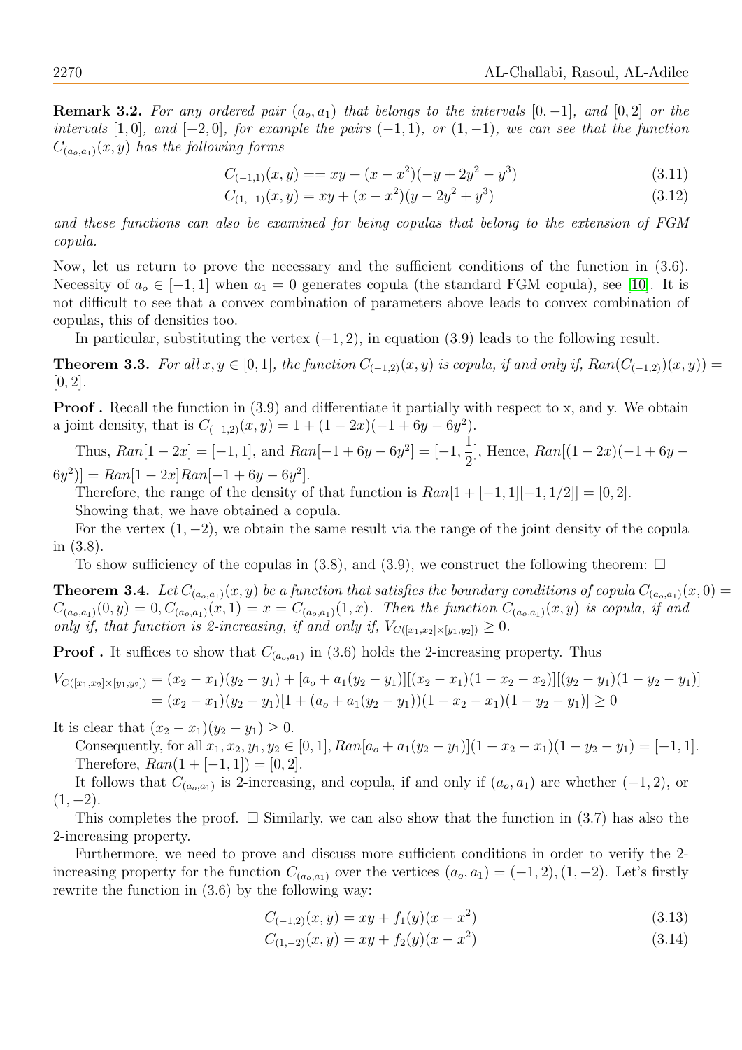**Remark 3.2.** *For any ordered pair $(a_o, a_1)$ that belongs to the intervals $[0, -1]$, and $[0, 2]$ or the intervals $[1, 0]$, and $[-2, 0]$, for example the pairs $(-1, 1)$, or $(1, -1)$, we can see that the function $C_{(a_o,a_1)}(x, y)$ has the following forms*

$$C_{(-1,1)}(x, y) == xy + (x - x^2)(-y + 2y^2 - y^3) \tag{3.11}$$

$$C_{(1,-1)}(x, y) = xy + (x - x^2)(y - 2y^2 + y^3) \tag{3.12}$$

*and these functions can also be examined for being copulas that belong to the extension of FGM copula.*

Now, let us return to prove the necessary and the sufficient conditions of the function in (3.6). Necessity of $a_o \in [-1, 1]$ when $a_1 = 0$ generates copula (the standard FGM copula), see [10]. It is not difficult to see that a convex combination of parameters above leads to convex combination of copulas, this of densities too.

In particular, substituting the vertex $(-1, 2)$, in equation (3.9) leads to the following result.

**Theorem 3.3.** *For all $x, y \in [0, 1]$, the function $C_{(-1,2)}(x, y)$ is copula, if and only if, $Ran(C_{(-1,2)})(x, y)) = [0, 2]$.*

**Proof .** Recall the function in (3.9) and differentiate it partially with respect to x, and y. We obtain a joint density, that is $C_{(-1,2)}(x, y) = 1 + (1 - 2x)(-1 + 6y - 6y^2)$.

Thus, $Ran[1 - 2x] = [-1, 1]$, and $Ran[-1 + 6y - 6y^2] = [-1, \frac{1}{2}]$, Hence, $Ran[(1 - 2x)(-1 + 6y - 6y^2)] = Ran[1 - 2x]Ran[-1 + 6y - 6y^2]$.

Therefore, the range of the density of that function is $Ran[1 + [-1, 1][-1, 1/2]] = [0, 2]$.

Showing that, we have obtained a copula.

For the vertex $(1, -2)$, we obtain the same result via the range of the joint density of the copula in (3.8).

To show sufficiency of the copulas in (3.8), and (3.9), we construct the following theorem: □

**Theorem 3.4.** *Let $C_{(a_o,a_1)}(x, y)$ be a function that satisfies the boundary conditions of copula $C_{(a_o,a_1)}(x, 0) = C_{(a_o,a_1)}(0, y) = 0, C_{(a_o,a_1)}(x, 1) = x = C_{(a_o,a_1)}(1, x)$. Then the function $C_{(a_o,a_1)}(x, y)$ is copula, if and only if, that function is 2-increasing, if and only if, $V_{C([x_1,x_2]\times[y_1,y_2])} \geq 0$.*

**Proof .** It suffices to show that $C_{(a_o,a_1)}$ in (3.6) holds the 2-increasing property. Thus

$$\begin{aligned} V_{C([x_1,x_2]\times[y_1,y_2])} &= (x_2 - x_1)(y_2 - y_1) + [a_o + a_1(y_2 - y_1)][(x_2 - x_1)(1 - x_2 - x_2)][(y_2 - y_1)(1 - y_2 - y_1)] \\ &= (x_2 - x_1)(y_2 - y_1)[1 + (a_o + a_1(y_2 - y_1))(1 - x_2 - x_1)(1 - y_2 - y_1)] \geq 0 \end{aligned}$$

It is clear that $(x_2 - x_1)(y_2 - y_1) \geq 0$.

Consequently, for all $x_1, x_2, y_1, y_2 \in [0, 1], Ran[a_o + a_1(y_2 - y_1)](1 - x_2 - x_1)(1 - y_2 - y_1) = [-1, 1]$.

Therefore, $Ran(1 + [-1, 1]) = [0, 2]$.

It follows that $C_{(a_o,a_1)}$ is 2-increasing, and copula, if and only if $(a_o, a_1)$ are whether $(-1, 2)$, or $(1, -2)$.

This completes the proof. □ Similarly, we can also show that the function in (3.7) has also the 2-increasing property.

Furthermore, we need to prove and discuss more sufficient conditions in order to verify the 2-increasing property for the function $C_{(a_o,a_1)}$ over the vertices $(a_o, a_1) = (-1, 2), (1, -2)$. Let's firstly rewrite the function in (3.6) by the following way:

$$C_{(-1,2)}(x, y) = xy + f_1(y)(x - x^2) \tag{3.13}$$

$$C_{(1,-2)}(x, y) = xy + f_2(y)(x - x^2) \tag{3.14}$$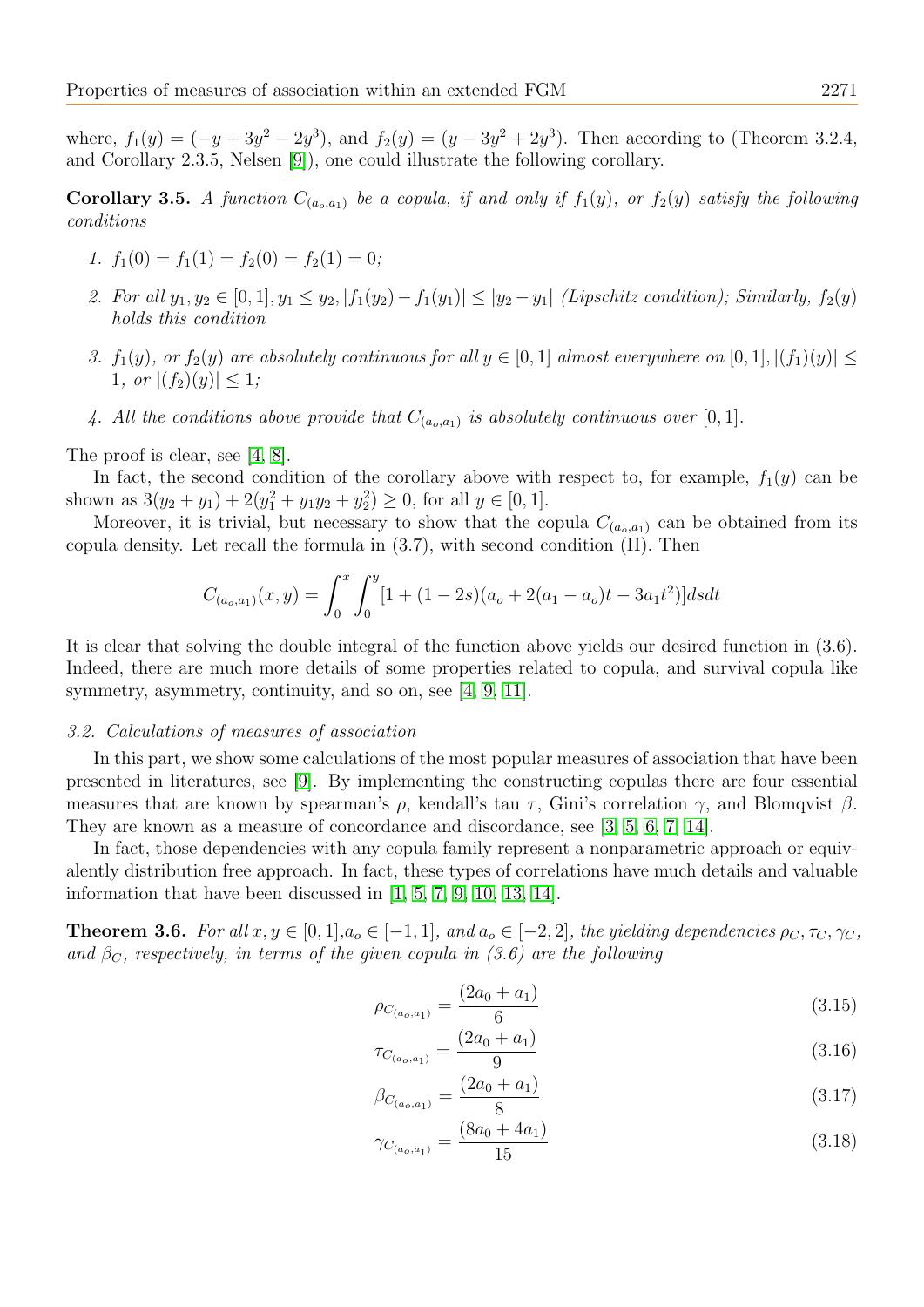where, $f_1(y) = (-y + 3y^2 - 2y^3)$, and $f_2(y) = (y - 3y^2 + 2y^3)$. Then according to (Theorem 3.2.4, and Corollary 2.3.5, Nelsen [9]), one could illustrate the following corollary.

**Corollary 3.5.** *A function $C_{(a_o,a_1)}$ be a copula, if and only if $f_1(y)$, or $f_2(y)$ satisfy the following conditions*

1. $f_1(0) = f_1(1) = f_2(0) = f_2(1) = 0$*;*
2. *For all $y_1, y_2 \in [0,1], y_1 \leq y_2, |f_1(y_2) - f_1(y_1)| \leq |y_2 - y_1|$ (Lipschitz condition); Similarly, $f_2(y)$ holds this condition*
3. *$f_1(y)$, or $f_2(y)$ are absolutely continuous for all $y \in [0,1]$ almost everywhere on $[0,1], |(f_1)(y)| \leq 1$, or $|(f_2)(y)| \leq 1$;*
4. *All the conditions above provide that $C_{(a_o,a_1)}$ is absolutely continuous over $[0,1]$.*

The proof is clear, see [4, 8].

In fact, the second condition of the corollary above with respect to, for example, $f_1(y)$ can be shown as $3(y_2 + y_1) + 2(y_1^2 + y_1 y_2 + y_2^2) \geq 0$, for all $y \in [0,1]$.

Moreover, it is trivial, but necessary to show that the copula $C_{(a_o,a_1)}$ can be obtained from its copula density. Let recall the formula in (3.7), with second condition (II). Then

$$C_{(a_o,a_1)}(x,y) = \int_0^x \int_0^y [1 + (1-2s)(a_o + 2(a_1 - a_o)t - 3a_1 t^2)]dsdt$$

It is clear that solving the double integral of the function above yields our desired function in (3.6). Indeed, there are much more details of some properties related to copula, and survival copula like symmetry, asymmetry, continuity, and so on, see [4, 9, 11].

### *3.2. Calculations of measures of association*

In this part, we show some calculations of the most popular measures of association that have been presented in literatures, see [9]. By implementing the constructing copulas there are four essential measures that are known by spearman's $\rho$, kendall's tau $\tau$, Gini's correlation $\gamma$, and Blomqvist $\beta$. They are known as a measure of concordance and discordance, see [3, 5, 6, 7, 14].

In fact, those dependencies with any copula family represent a nonparametric approach or equivalently distribution free approach. In fact, these types of correlations have much details and valuable information that have been discussed in [1, 5, 7, 9, 10, 13, 14].

**Theorem 3.6.** *For all $x, y \in [0,1], a_o \in [-1,1]$, and $a_o \in [-2,2]$, the yielding dependencies $\rho_C, \tau_C, \gamma_C$, and $\beta_C$, respectively, in terms of the given copula in (3.6) are the following*

$$\rho_{C_{(a_o,a_1)}} = \frac{(2a_0 + a_1)}{6} \tag{3.15}$$

$$\tau_{C_{(a_o,a_1)}} = \frac{(2a_0 + a_1)}{9} \tag{3.16}$$

$$\beta_{C_{(a_o,a_1)}} = \frac{(2a_0 + a_1)}{8} \tag{3.17}$$

$$\gamma_{C_{(a_o,a_1)}} = \frac{(8a_0 + 4a_1)}{15} \tag{3.18}$$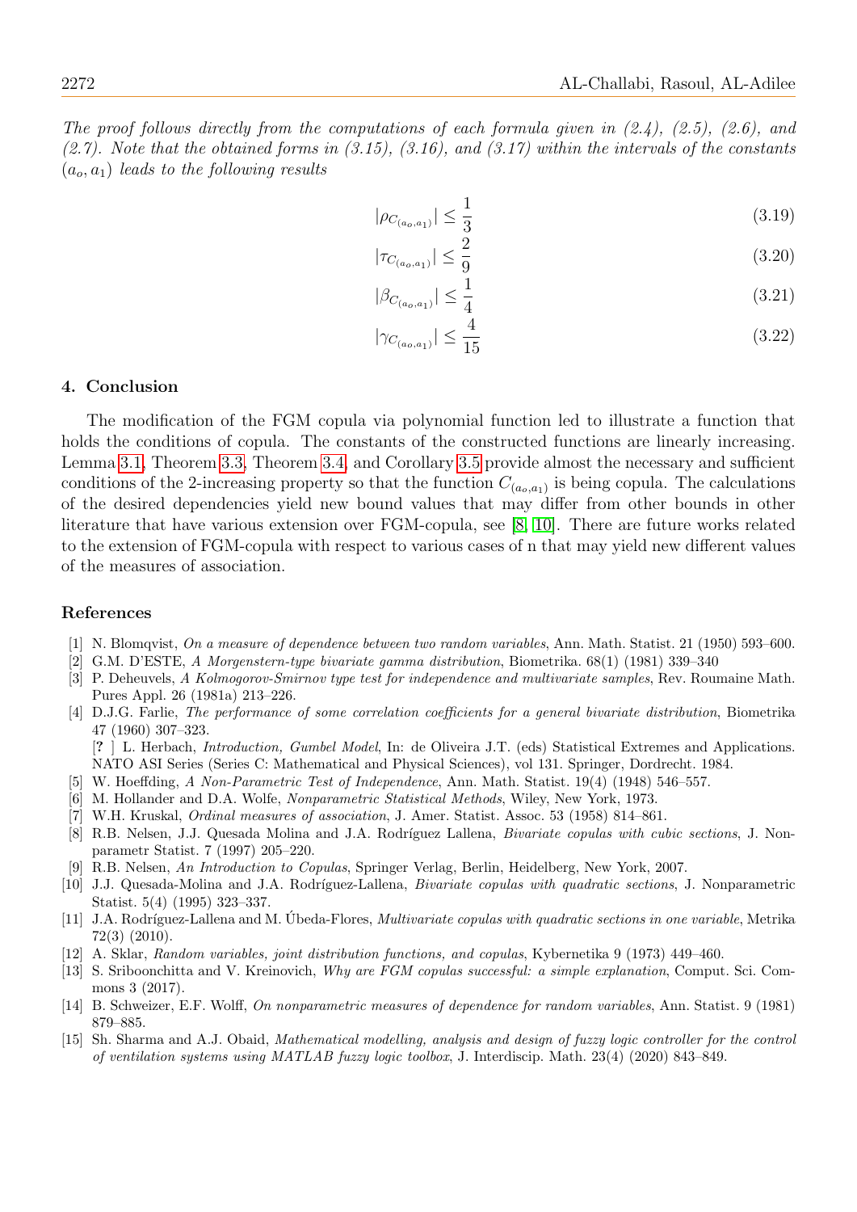*The proof follows directly from the computations of each formula given in (2.4), (2.5), (2.6), and (2.7). Note that the obtained forms in (3.15), (3.16), and (3.17) within the intervals of the constants $(a_o, a_1)$ leads to the following results*

$$|\rho_{C_{(a_o,a_1)}}| \leq \frac{1}{3} \tag{3.19}$$

$$|\tau_{C_{(a_o,a_1)}}| \leq \frac{2}{9} \tag{3.20}$$

$$|\beta_{C_{(a_o,a_1)}}| \leq \frac{1}{4} \tag{3.21}$$

$$|\gamma_{C_{(a_o,a_1)}}| \leq \frac{4}{15} \tag{3.22}$$

## 4. Conclusion

The modification of the FGM copula via polynomial function led to illustrate a function that holds the conditions of copula. The constants of the constructed functions are linearly increasing. Lemma 3.1, Theorem 3.3, Theorem 3.4, and Corollary 3.5 provide almost the necessary and sufficient conditions of the 2-increasing property so that the function $C_{(a_o,a_1)}$ is being copula. The calculations of the desired dependencies yield new bound values that may differ from other bounds in other literature that have various extension over FGM-copula, see [8, 10]. There are future works related to the extension of FGM-copula with respect to various cases of n that may yield new different values of the measures of association.

## References

[1] N. Blomqvist, *On a measure of dependence between two random variables*, Ann. Math. Statist. 21 (1950) 593–600.

[2] G.M. D'ESTE, *A Morgenstern-type bivariate gamma distribution*, Biometrika. 68(1) (1981) 339–340

[3] P. Deheuvels, *A Kolmogorov-Smirnov type test for independence and multivariate samples*, Rev. Roumaine Math. Pures Appl. 26 (1981a) 213–226.

[4] D.J.G. Farlie, *The performance of some correlation coefficients for a general bivariate distribution*, Biometrika 47 (1960) 307–323.

[? ] L. Herbach, *Introduction, Gumbel Model*, In: de Oliveira J.T. (eds) Statistical Extremes and Applications. NATO ASI Series (Series C: Mathematical and Physical Sciences), vol 131. Springer, Dordrecht. 1984.

[5] W. Hoeffding, *A Non-Parametric Test of Independence*, Ann. Math. Statist. 19(4) (1948) 546–557.

[6] M. Hollander and D.A. Wolfe, *Nonparametric Statistical Methods*, Wiley, New York, 1973.

[7] W.H. Kruskal, *Ordinal measures of association*, J. Amer. Statist. Assoc. 53 (1958) 814–861.

[8] R.B. Nelsen, J.J. Quesada Molina and J.A. Rodríguez Lallena, *Bivariate copulas with cubic sections*, J. Nonparametr Statist. 7 (1997) 205–220.

[9] R.B. Nelsen, *An Introduction to Copulas*, Springer Verlag, Berlin, Heidelberg, New York, 2007.

[10] J.J. Quesada-Molina and J.A. Rodríguez-Lallena, *Bivariate copulas with quadratic sections*, J. Nonparametric Statist. 5(4) (1995) 323–337.

[11] J.A. Rodríguez-Lallena and M. Úbeda-Flores, *Multivariate copulas with quadratic sections in one variable*, Metrika 72(3) (2010).

[12] A. Sklar, *Random variables, joint distribution functions, and copulas*, Kybernetika 9 (1973) 449–460.

[13] S. Sriboonchitta and V. Kreinovich, *Why are FGM copulas successful: a simple explanation*, Comput. Sci. Commons 3 (2017).

[14] B. Schweizer, E.F. Wolff, *On nonparametric measures of dependence for random variables*, Ann. Statist. 9 (1981) 879–885.

[15] Sh. Sharma and A.J. Obaid, *Mathematical modelling, analysis and design of fuzzy logic controller for the control of ventilation systems using MATLAB fuzzy logic toolbox*, J. Interdiscip. Math. 23(4) (2020) 843–849.